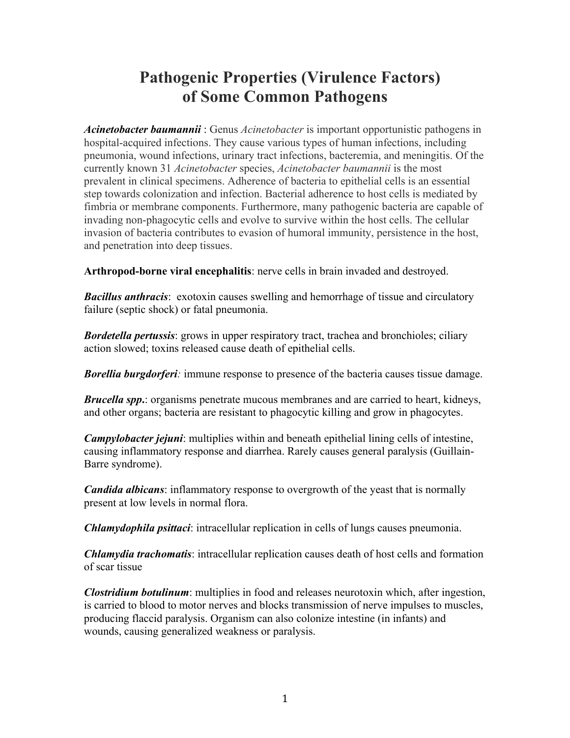# Pathogenic Properties (Virulence Factors) of Some Common Pathogens

***Acinetobacter baumannii*** : Genus *Acinetobacter* is important opportunistic pathogens in hospital-acquired infections. They cause various types of human infections, including pneumonia, wound infections, urinary tract infections, bacteremia, and meningitis. Of the currently known 31 *Acinetobacter* species, *Acinetobacter baumannii* is the most prevalent in clinical specimens. Adherence of bacteria to epithelial cells is an essential step towards colonization and infection. Bacterial adherence to host cells is mediated by fimbria or membrane components. Furthermore, many pathogenic bacteria are capable of invading non-phagocytic cells and evolve to survive within the host cells. The cellular invasion of bacteria contributes to evasion of humoral immunity, persistence in the host, and penetration into deep tissues.

**Arthropod-borne viral encephalitis**: nerve cells in brain invaded and destroyed.

***Bacillus anthracis***: exotoxin causes swelling and hemorrhage of tissue and circulatory failure (septic shock) or fatal pneumonia.

***Bordetella pertussis***: grows in upper respiratory tract, trachea and bronchioles; ciliary action slowed; toxins released cause death of epithelial cells.

***Borellia burgdorferi:*** immune response to presence of the bacteria causes tissue damage.

***Brucella spp*.**: organisms penetrate mucous membranes and are carried to heart, kidneys, and other organs; bacteria are resistant to phagocytic killing and grow in phagocytes.

***Campylobacter jejuni***: multiplies within and beneath epithelial lining cells of intestine, causing inflammatory response and diarrhea. Rarely causes general paralysis (Guillain-Barre syndrome).

***Candida albicans***: inflammatory response to overgrowth of the yeast that is normally present at low levels in normal flora.

***Chlamydophila psittaci***: intracellular replication in cells of lungs causes pneumonia.

***Chlamydia trachomatis***: intracellular replication causes death of host cells and formation of scar tissue

***Clostridium botulinum***: multiplies in food and releases neurotoxin which, after ingestion, is carried to blood to motor nerves and blocks transmission of nerve impulses to muscles, producing flaccid paralysis. Organism can also colonize intestine (in infants) and wounds, causing generalized weakness or paralysis.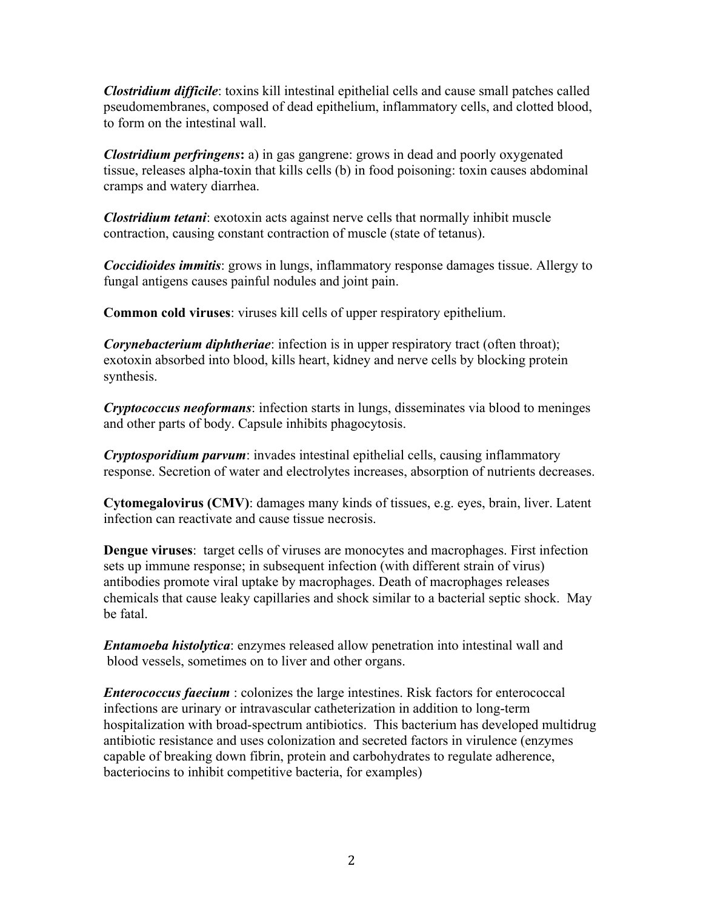***Clostridium difficile***: toxins kill intestinal epithelial cells and cause small patches called pseudomembranes, composed of dead epithelium, inflammatory cells, and clotted blood, to form on the intestinal wall.

***Clostridium perfringens*:** a) in gas gangrene: grows in dead and poorly oxygenated tissue, releases alpha-toxin that kills cells (b) in food poisoning: toxin causes abdominal cramps and watery diarrhea.

***Clostridium tetani***: exotoxin acts against nerve cells that normally inhibit muscle contraction, causing constant contraction of muscle (state of tetanus).

***Coccidioides immitis***: grows in lungs, inflammatory response damages tissue. Allergy to fungal antigens causes painful nodules and joint pain.

**Common cold viruses**: viruses kill cells of upper respiratory epithelium.

***Corynebacterium diphtheriae***: infection is in upper respiratory tract (often throat); exotoxin absorbed into blood, kills heart, kidney and nerve cells by blocking protein synthesis.

***Cryptococcus neoformans***: infection starts in lungs, disseminates via blood to meninges and other parts of body. Capsule inhibits phagocytosis.

***Cryptosporidium parvum***: invades intestinal epithelial cells, causing inflammatory response. Secretion of water and electrolytes increases, absorption of nutrients decreases.

**Cytomegalovirus (CMV)**: damages many kinds of tissues, e.g. eyes, brain, liver. Latent infection can reactivate and cause tissue necrosis.

**Dengue viruses**: target cells of viruses are monocytes and macrophages. First infection sets up immune response; in subsequent infection (with different strain of virus) antibodies promote viral uptake by macrophages. Death of macrophages releases chemicals that cause leaky capillaries and shock similar to a bacterial septic shock. May be fatal.

***Entamoeba histolytica***: enzymes released allow penetration into intestinal wall and blood vessels, sometimes on to liver and other organs.

***Enterococcus faecium*** : colonizes the large intestines. Risk factors for enterococcal infections are urinary or intravascular catheterization in addition to long-term hospitalization with broad-spectrum antibiotics. This bacterium has developed multidrug antibiotic resistance and uses colonization and secreted factors in virulence (enzymes capable of breaking down fibrin, protein and carbohydrates to regulate adherence, bacteriocins to inhibit competitive bacteria, for examples)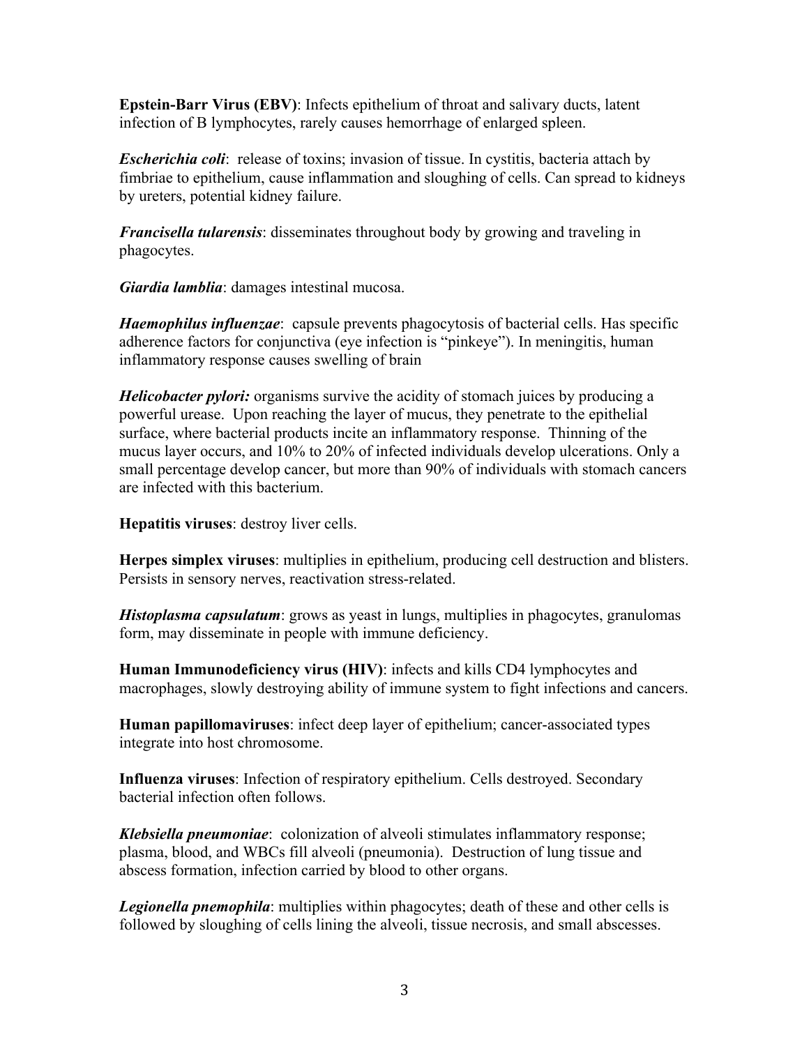**Epstein-Barr Virus (EBV)**: Infects epithelium of throat and salivary ducts, latent infection of B lymphocytes, rarely causes hemorrhage of enlarged spleen.

***Escherichia coli***: release of toxins; invasion of tissue. In cystitis, bacteria attach by fimbriae to epithelium, cause inflammation and sloughing of cells. Can spread to kidneys by ureters, potential kidney failure.

***Francisella tularensis***: disseminates throughout body by growing and traveling in phagocytes.

***Giardia lamblia***: damages intestinal mucosa.

***Haemophilus influenzae***: capsule prevents phagocytosis of bacterial cells. Has specific adherence factors for conjunctiva (eye infection is "pinkeye"). In meningitis, human inflammatory response causes swelling of brain

***Helicobacter pylori:*** organisms survive the acidity of stomach juices by producing a powerful urease. Upon reaching the layer of mucus, they penetrate to the epithelial surface, where bacterial products incite an inflammatory response. Thinning of the mucus layer occurs, and 10% to 20% of infected individuals develop ulcerations. Only a small percentage develop cancer, but more than 90% of individuals with stomach cancers are infected with this bacterium.

**Hepatitis viruses**: destroy liver cells.

**Herpes simplex viruses**: multiplies in epithelium, producing cell destruction and blisters. Persists in sensory nerves, reactivation stress-related.

***Histoplasma capsulatum***: grows as yeast in lungs, multiplies in phagocytes, granulomas form, may disseminate in people with immune deficiency.

**Human Immunodeficiency virus (HIV)**: infects and kills CD4 lymphocytes and macrophages, slowly destroying ability of immune system to fight infections and cancers.

**Human papillomaviruses**: infect deep layer of epithelium; cancer-associated types integrate into host chromosome.

**Influenza viruses**: Infection of respiratory epithelium. Cells destroyed. Secondary bacterial infection often follows.

***Klebsiella pneumoniae***: colonization of alveoli stimulates inflammatory response; plasma, blood, and WBCs fill alveoli (pneumonia). Destruction of lung tissue and abscess formation, infection carried by blood to other organs.

***Legionella pnemophila***: multiplies within phagocytes; death of these and other cells is followed by sloughing of cells lining the alveoli, tissue necrosis, and small abscesses.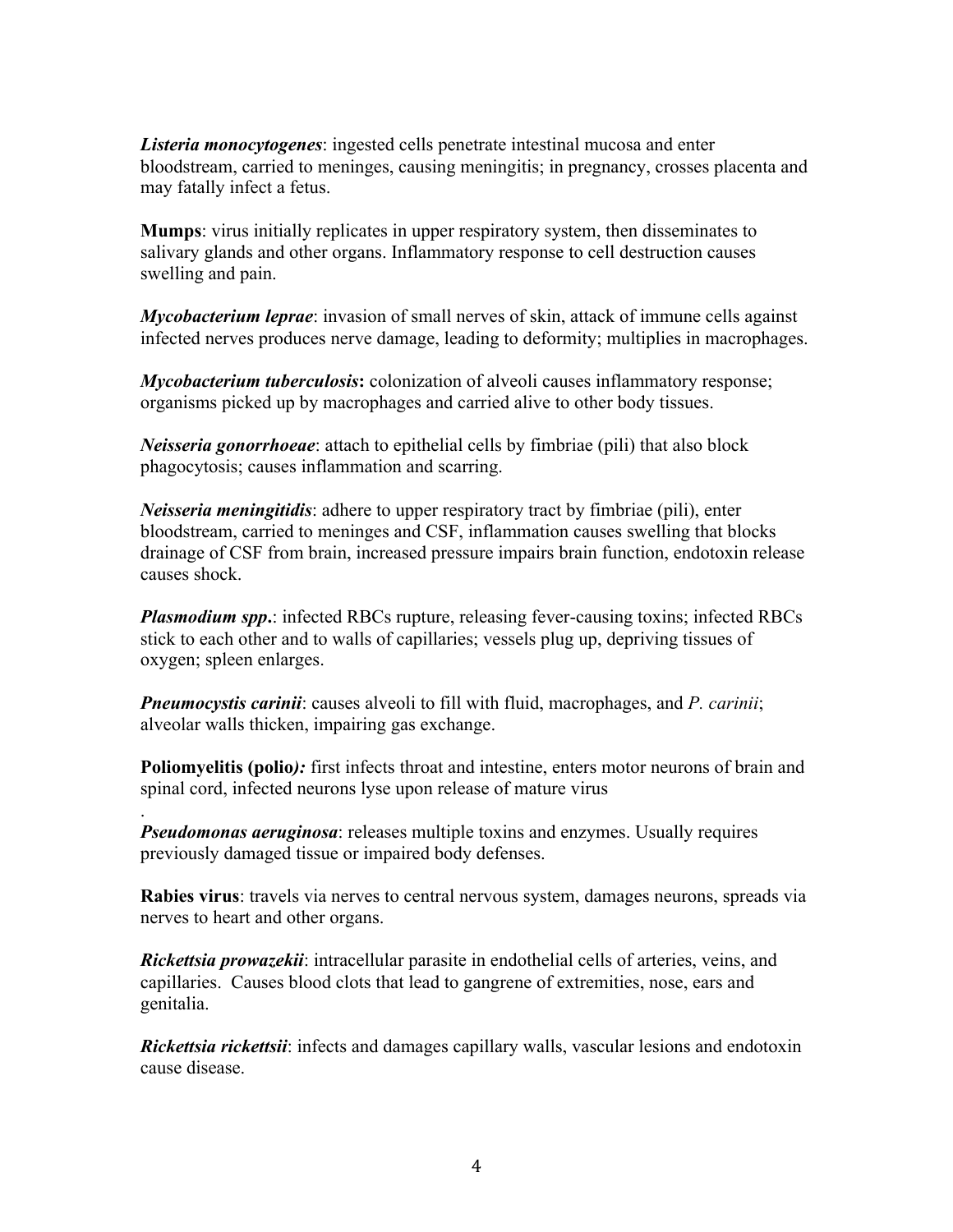***Listeria monocytogenes***: ingested cells penetrate intestinal mucosa and enter bloodstream, carried to meninges, causing meningitis; in pregnancy, crosses placenta and may fatally infect a fetus.

**Mumps**: virus initially replicates in upper respiratory system, then disseminates to salivary glands and other organs. Inflammatory response to cell destruction causes swelling and pain.

***Mycobacterium leprae***: invasion of small nerves of skin, attack of immune cells against infected nerves produces nerve damage, leading to deformity; multiplies in macrophages.

***Mycobacterium tuberculosis*:** colonization of alveoli causes inflammatory response; organisms picked up by macrophages and carried alive to other body tissues.

***Neisseria gonorrhoeae***: attach to epithelial cells by fimbriae (pili) that also block phagocytosis; causes inflammation and scarring.

***Neisseria meningitidis***: adhere to upper respiratory tract by fimbriae (pili), enter bloodstream, carried to meninges and CSF, inflammation causes swelling that blocks drainage of CSF from brain, increased pressure impairs brain function, endotoxin release causes shock.

***Plasmodium spp*.**: infected RBCs rupture, releasing fever-causing toxins; infected RBCs stick to each other and to walls of capillaries; vessels plug up, depriving tissues of oxygen; spleen enlarges.

***Pneumocystis carinii***: causes alveoli to fill with fluid, macrophages, and *P. carinii*; alveolar walls thicken, impairing gas exchange.

**Poliomyelitis (polio*):*** first infects throat and intestine, enters motor neurons of brain and spinal cord, infected neurons lyse upon release of mature virus

.
***Pseudomonas aeruginosa***: releases multiple toxins and enzymes. Usually requires previously damaged tissue or impaired body defenses.

**Rabies virus**: travels via nerves to central nervous system, damages neurons, spreads via nerves to heart and other organs.

***Rickettsia prowazekii***: intracellular parasite in endothelial cells of arteries, veins, and capillaries. Causes blood clots that lead to gangrene of extremities, nose, ears and genitalia.

***Rickettsia rickettsii***: infects and damages capillary walls, vascular lesions and endotoxin cause disease.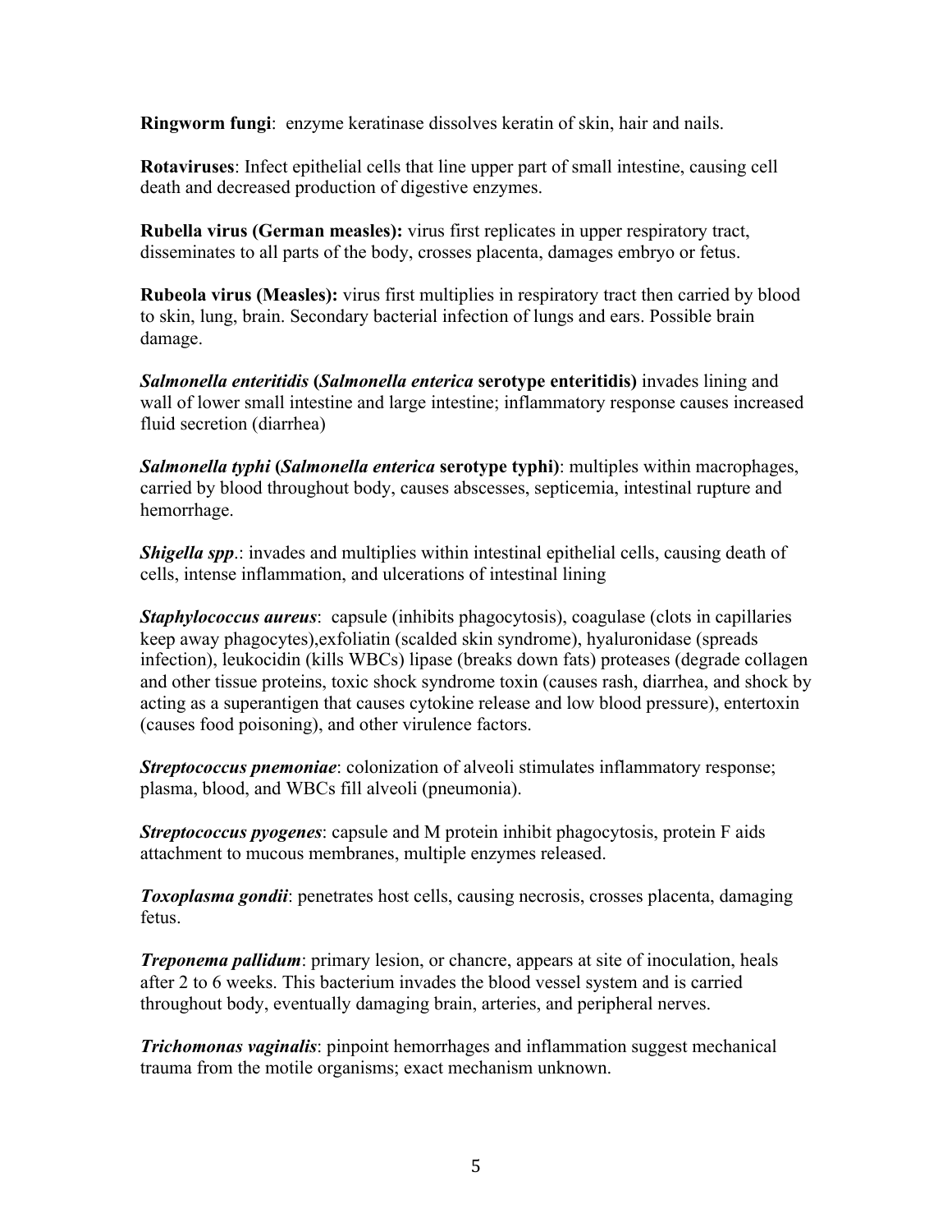**Ringworm fungi**: enzyme keratinase dissolves keratin of skin, hair and nails.

**Rotaviruses**: Infect epithelial cells that line upper part of small intestine, causing cell death and decreased production of digestive enzymes.

**Rubella virus (German measles):** virus first replicates in upper respiratory tract, disseminates to all parts of the body, crosses placenta, damages embryo or fetus.

**Rubeola virus (Measles):** virus first multiplies in respiratory tract then carried by blood to skin, lung, brain. Secondary bacterial infection of lungs and ears. Possible brain damage.

***Salmonella enteritidis* (*Salmonella enterica* serotype enteritidis)** invades lining and wall of lower small intestine and large intestine; inflammatory response causes increased fluid secretion (diarrhea)

***Salmonella typhi* (*Salmonella enterica* serotype typhi)**: multiples within macrophages, carried by blood throughout body, causes abscesses, septicemia, intestinal rupture and hemorrhage.

***Shigella spp*.**: invades and multiplies within intestinal epithelial cells, causing death of cells, intense inflammation, and ulcerations of intestinal lining

***Staphylococcus aureus***: capsule (inhibits phagocytosis), coagulase (clots in capillaries keep away phagocytes),exfoliatin (scalded skin syndrome), hyaluronidase (spreads infection), leukocidin (kills WBCs) lipase (breaks down fats) proteases (degrade collagen and other tissue proteins, toxic shock syndrome toxin (causes rash, diarrhea, and shock by acting as a superantigen that causes cytokine release and low blood pressure), entertoxin (causes food poisoning), and other virulence factors.

***Streptococcus pnemoniae***: colonization of alveoli stimulates inflammatory response; plasma, blood, and WBCs fill alveoli (pneumonia).

***Streptococcus pyogenes***: capsule and M protein inhibit phagocytosis, protein F aids attachment to mucous membranes, multiple enzymes released.

***Toxoplasma gondii***: penetrates host cells, causing necrosis, crosses placenta, damaging fetus.

***Treponema pallidum***: primary lesion, or chancre, appears at site of inoculation, heals after 2 to 6 weeks. This bacterium invades the blood vessel system and is carried throughout body, eventually damaging brain, arteries, and peripheral nerves.

***Trichomonas vaginalis***: pinpoint hemorrhages and inflammation suggest mechanical trauma from the motile organisms; exact mechanism unknown.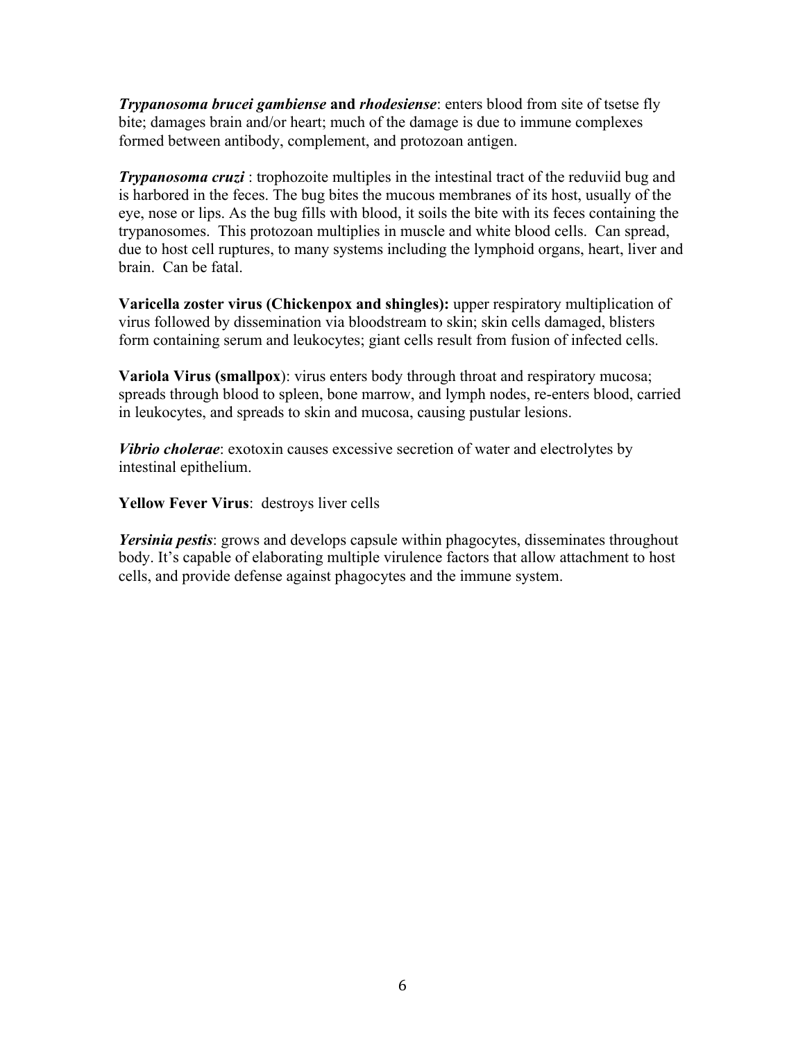***Trypanosoma brucei gambiense* and *rhodesiense***: enters blood from site of tsetse fly bite; damages brain and/or heart; much of the damage is due to immune complexes formed between antibody, complement, and protozoan antigen.

***Trypanosoma cruzi*** : trophozoite multiples in the intestinal tract of the reduviid bug and is harbored in the feces. The bug bites the mucous membranes of its host, usually of the eye, nose or lips. As the bug fills with blood, it soils the bite with its feces containing the trypanosomes. This protozoan multiplies in muscle and white blood cells. Can spread, due to host cell ruptures, to many systems including the lymphoid organs, heart, liver and brain. Can be fatal.

**Varicella zoster virus (Chickenpox and shingles):** upper respiratory multiplication of virus followed by dissemination via bloodstream to skin; skin cells damaged, blisters form containing serum and leukocytes; giant cells result from fusion of infected cells.

**Variola Virus (smallpox**): virus enters body through throat and respiratory mucosa; spreads through blood to spleen, bone marrow, and lymph nodes, re-enters blood, carried in leukocytes, and spreads to skin and mucosa, causing pustular lesions.

***Vibrio cholerae***: exotoxin causes excessive secretion of water and electrolytes by intestinal epithelium.

**Yellow Fever Virus**: destroys liver cells

***Yersinia pestis***: grows and develops capsule within phagocytes, disseminates throughout body. It's capable of elaborating multiple virulence factors that allow attachment to host cells, and provide defense against phagocytes and the immune system.